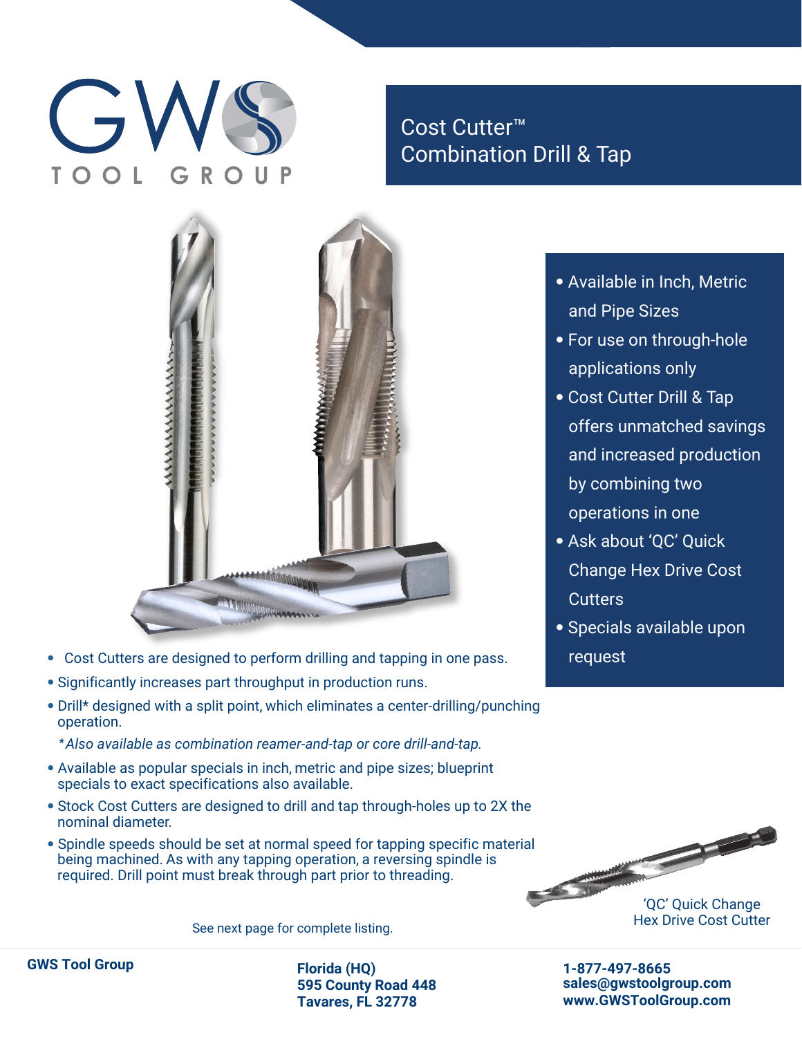# GWS TOOL GROUP

## Cost Cutter™ Combination Drill & Tap

- Available in Inch, Metric and Pipe Sizes
- For use on through-hole applications only
- Cost Cutter Drill & Tap offers unmatched savings and increased production by combining two operations in one
- Ask about 'QC' Quick Change Hex Drive Cost Cutters
- Specials available upon request

- Cost Cutters are designed to perform drilling and tapping in one pass.
- Significantly increases part throughput in production runs.
- Drill* designed with a split point, which eliminates a center-drilling/punching operation.

  *\*Also available as combination reamer-and-tap or core drill-and-tap.*

- Available as popular specials in inch, metric and pipe sizes; blueprint specials to exact specifications also available.
- Stock Cost Cutters are designed to drill and tap through-holes up to 2X the nominal diameter.
- Spindle speeds should be set at normal speed for tapping specific material being machined. As with any tapping operation, a reversing spindle is required. Drill point must break through part prior to threading.

'QC' Quick Change Hex Drive Cost Cutter

See next page for complete listing.

**GWS Tool Group**

**Florida (HQ)**
**595 County Road 448**
**Tavares, FL 32778**

**1-877-497-8665**
**sales@gwstoolgroup.com**
**www.GWSToolGroup.com**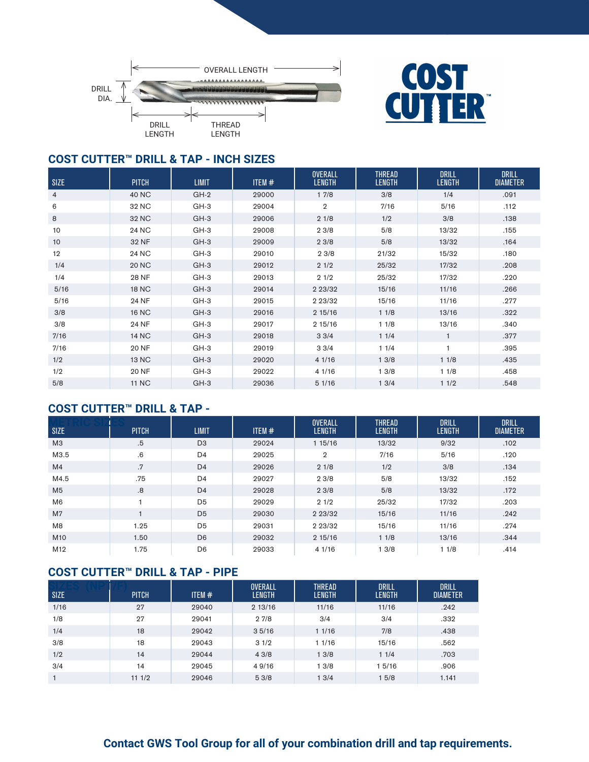DRILL DIA.

OVERALL LENGTH

DRILL LENGTH

THREAD LENGTH

COST CUTTER™

## COST CUTTER™ DRILL & TAP - INCH SIZES

| SIZE | PITCH | LIMIT | ITEM # | OVERALL LENGTH | THREAD LENGTH | DRILL LENGTH | DRILL DIAMETER |
|---|---|---|---|---|---|---|---|
| 4 | 40 NC | GH-2 | 29000 | 1 7/8 | 3/8 | 1/4 | .091 |
| 6 | 32 NC | GH-3 | 29004 | 2 | 7/16 | 5/16 | .112 |
| 8 | 32 NC | GH-3 | 29006 | 2 1/8 | 1/2 | 3/8 | .138 |
| 10 | 24 NC | GH-3 | 29008 | 2 3/8 | 5/8 | 13/32 | .155 |
| 10 | 32 NF | GH-3 | 29009 | 2 3/8 | 5/8 | 13/32 | .164 |
| 12 | 24 NC | GH-3 | 29010 | 2 3/8 | 21/32 | 15/32 | .180 |
| 1/4 | 20 NC | GH-3 | 29012 | 2 1/2 | 25/32 | 17/32 | .208 |
| 1/4 | 28 NF | GH-3 | 29013 | 2 1/2 | 25/32 | 17/32 | .220 |
| 5/16 | 18 NC | GH-3 | 29014 | 2 23/32 | 15/16 | 11/16 | .266 |
| 5/16 | 24 NF | GH-3 | 29015 | 2 23/32 | 15/16 | 11/16 | .277 |
| 3/8 | 16 NC | GH-3 | 29016 | 2 15/16 | 1 1/8 | 13/16 | .322 |
| 3/8 | 24 NF | GH-3 | 29017 | 2 15/16 | 1 1/8 | 13/16 | .340 |
| 7/16 | 14 NC | GH-3 | 29018 | 3 3/4 | 1 1/4 | 1 | .377 |
| 7/16 | 20 NF | GH-3 | 29019 | 3 3/4 | 1 1/4 | 1 | .395 |
| 1/2 | 13 NC | GH-3 | 29020 | 4 1/16 | 1 3/8 | 1 1/8 | .435 |
| 1/2 | 20 NF | GH-3 | 29022 | 4 1/16 | 1 3/8 | 1 1/8 | .458 |
| 5/8 | 11 NC | GH-3 | 29036 | 5 1/16 | 1 3/4 | 1 1/2 | .548 |

## COST CUTTER™ DRILL & TAP - METRIC SIZES

| SIZE | PITCH | LIMIT | ITEM # | OVERALL LENGTH | THREAD LENGTH | DRILL LENGTH | DRILL DIAMETER |
|---|---|---|---|---|---|---|---|
| M3 | .5 | D3 | 29024 | 1 15/16 | 13/32 | 9/32 | .102 |
| M3.5 | .6 | D4 | 29025 | 2 | 7/16 | 5/16 | .120 |
| M4 | .7 | D4 | 29026 | 2 1/8 | 1/2 | 3/8 | .134 |
| M4.5 | .75 | D4 | 29027 | 2 3/8 | 5/8 | 13/32 | .152 |
| M5 | .8 | D4 | 29028 | 2 3/8 | 5/8 | 13/32 | .172 |
| M6 | 1 | D5 | 29029 | 2 1/2 | 25/32 | 17/32 | .203 |
| M7 | 1 | D5 | 29030 | 2 23/32 | 15/16 | 11/16 | .242 |
| M8 | 1.25 | D5 | 29031 | 2 23/32 | 15/16 | 11/16 | .274 |
| M10 | 1.50 | D6 | 29032 | 2 15/16 | 1 1/8 | 13/16 | .344 |
| M12 | 1.75 | D6 | 29033 | 4 1/16 | 1 3/8 | 1 1/8 | .414 |

## COST CUTTER™ DRILL & TAP - PIPE SIZES (NPT/F)

| SIZE | PITCH | ITEM # | OVERALL LENGTH | THREAD LENGTH | DRILL LENGTH | DRILL DIAMETER |
|---|---|---|---|---|---|---|
| 1/16 | 27 | 29040 | 2 13/16 | 11/16 | 11/16 | .242 |
| 1/8 | 27 | 29041 | 2 7/8 | 3/4 | 3/4 | .332 |
| 1/4 | 18 | 29042 | 3 5/16 | 1 1/16 | 7/8 | .438 |
| 3/8 | 18 | 29043 | 3 1/2 | 1 1/16 | 15/16 | .562 |
| 1/2 | 14 | 29044 | 4 3/8 | 1 3/8 | 1 1/4 | .703 |
| 3/4 | 14 | 29045 | 4 9/16 | 1 3/8 | 1 5/16 | .906 |
| 1 | 11 1/2 | 29046 | 5 3/8 | 1 3/4 | 1 5/8 | 1.141 |

**Contact GWS Tool Group for all of your combination drill and tap requirements.**